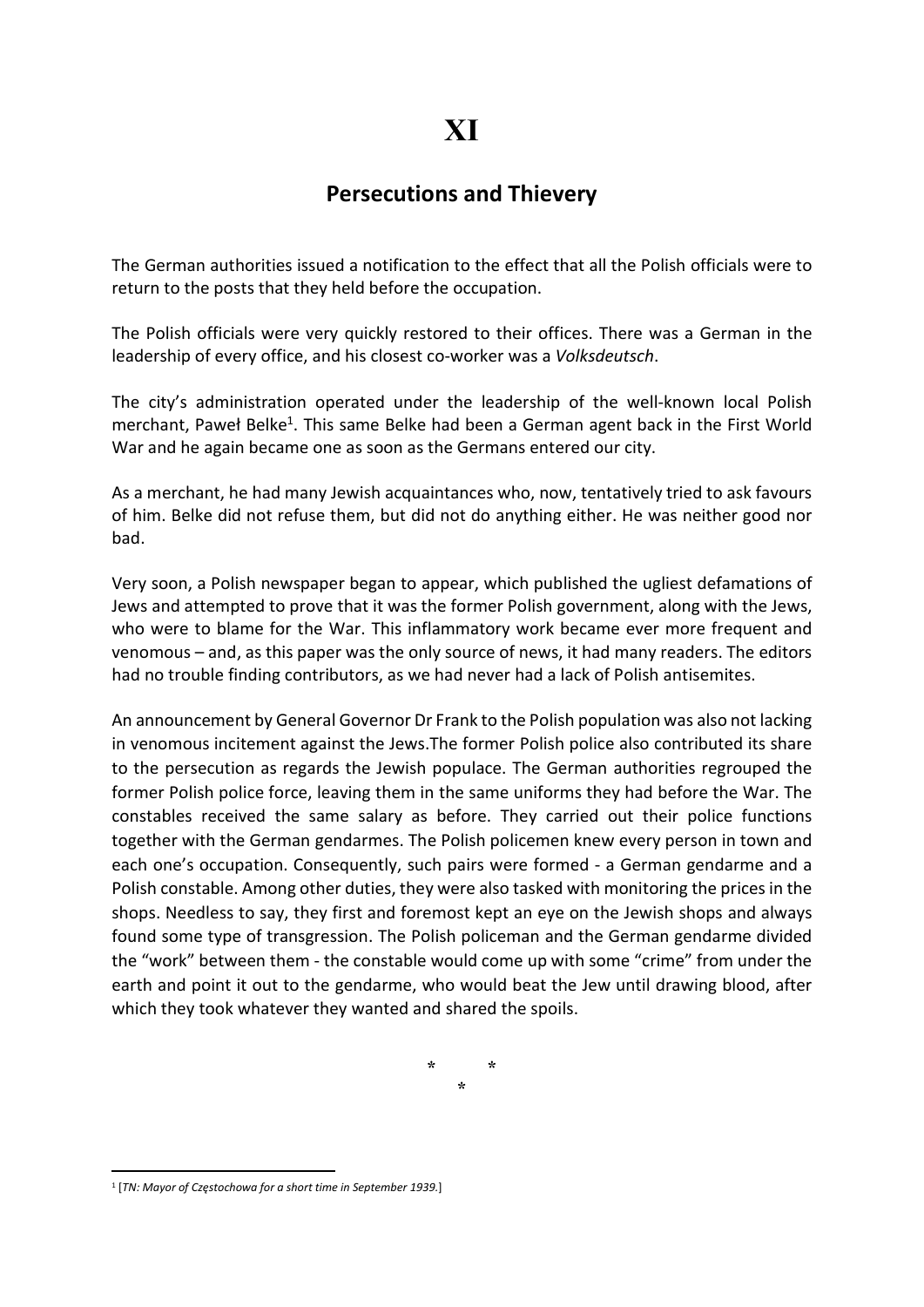# XI

## Persecutions and Thievery

The German authorities issued a notification to the effect that all the Polish officials were to return to the posts that they held before the occupation.

The Polish officials were very quickly restored to their offices. There was a German in the leadership of every office, and his closest co-worker was a *Volksdeutsch*.

The city's administration operated under the leadership of the well-known local Polish merchant, Paweł Belke[1]. This same Belke had been a German agent back in the First World War and he again became one as soon as the Germans entered our city.

As a merchant, he had many Jewish acquaintances who, now, tentatively tried to ask favours of him. Belke did not refuse them, but did not do anything either. He was neither good nor bad.

Very soon, a Polish newspaper began to appear, which published the ugliest defamations of Jews and attempted to prove that it was the former Polish government, along with the Jews, who were to blame for the War. This inflammatory work became ever more frequent and venomous – and, as this paper was the only source of news, it had many readers. The editors had no trouble finding contributors, as we had never had a lack of Polish antisemites.

An announcement by General Governor Dr Frank to the Polish population was also not lacking in venomous incitement against the Jews.The former Polish police also contributed its share to the persecution as regards the Jewish populace. The German authorities regrouped the former Polish police force, leaving them in the same uniforms they had before the War. The constables received the same salary as before. They carried out their police functions together with the German gendarmes. The Polish policemen knew every person in town and each one's occupation. Consequently, such pairs were formed - a German gendarme and a Polish constable. Among other duties, they were also tasked with monitoring the prices in the shops. Needless to say, they first and foremost kept an eye on the Jewish shops and always found some type of transgression. The Polish policeman and the German gendarme divided the "work" between them - the constable would come up with some "crime" from under the earth and point it out to the gendarme, who would beat the Jew until drawing blood, after which they took whatever they wanted and shared the spoils.

\*     \*
   \*

[1] [*TN: Mayor of Częstochowa for a short time in September 1939.*]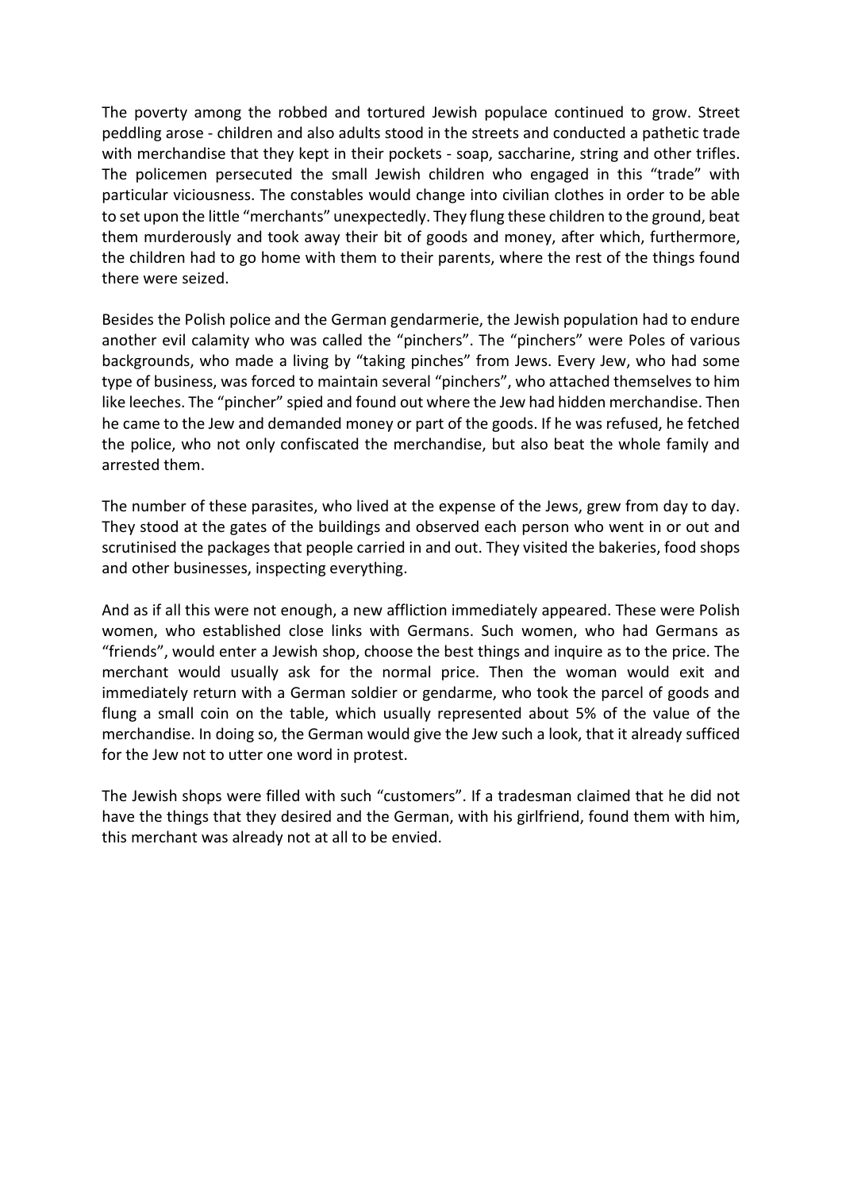The poverty among the robbed and tortured Jewish populace continued to grow. Street peddling arose - children and also adults stood in the streets and conducted a pathetic trade with merchandise that they kept in their pockets - soap, saccharine, string and other trifles. The policemen persecuted the small Jewish children who engaged in this “trade” with particular viciousness. The constables would change into civilian clothes in order to be able to set upon the little “merchants” unexpectedly. They flung these children to the ground, beat them murderously and took away their bit of goods and money, after which, furthermore, the children had to go home with them to their parents, where the rest of the things found there were seized.

Besides the Polish police and the German gendarmerie, the Jewish population had to endure another evil calamity who was called the “pinchers”. The “pinchers” were Poles of various backgrounds, who made a living by “taking pinches” from Jews. Every Jew, who had some type of business, was forced to maintain several “pinchers”, who attached themselves to him like leeches. The “pincher” spied and found out where the Jew had hidden merchandise. Then he came to the Jew and demanded money or part of the goods. If he was refused, he fetched the police, who not only confiscated the merchandise, but also beat the whole family and arrested them.

The number of these parasites, who lived at the expense of the Jews, grew from day to day. They stood at the gates of the buildings and observed each person who went in or out and scrutinised the packages that people carried in and out. They visited the bakeries, food shops and other businesses, inspecting everything.

And as if all this were not enough, a new affliction immediately appeared. These were Polish women, who established close links with Germans. Such women, who had Germans as “friends”, would enter a Jewish shop, choose the best things and inquire as to the price. The merchant would usually ask for the normal price. Then the woman would exit and immediately return with a German soldier or gendarme, who took the parcel of goods and flung a small coin on the table, which usually represented about 5% of the value of the merchandise. In doing so, the German would give the Jew such a look, that it already sufficed for the Jew not to utter one word in protest.

The Jewish shops were filled with such “customers”. If a tradesman claimed that he did not have the things that they desired and the German, with his girlfriend, found them with him, this merchant was already not at all to be envied.